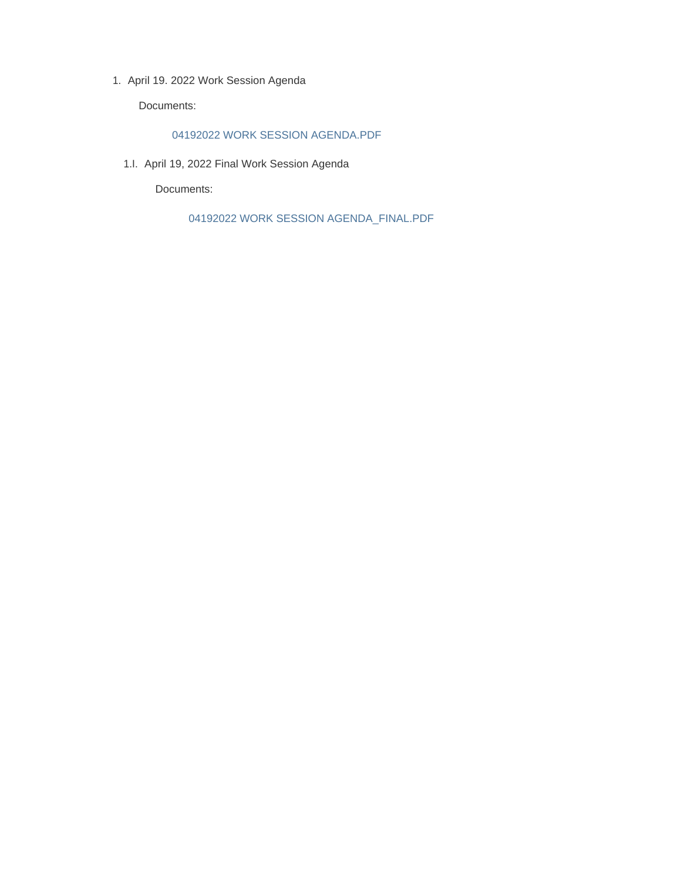1. April 19. 2022 Work Session Agenda

   Documents:

   04192022 WORK SESSION AGENDA.PDF

   1.I. April 19, 2022 Final Work Session Agenda

   Documents:

   04192022 WORK SESSION AGENDA_FINAL.PDF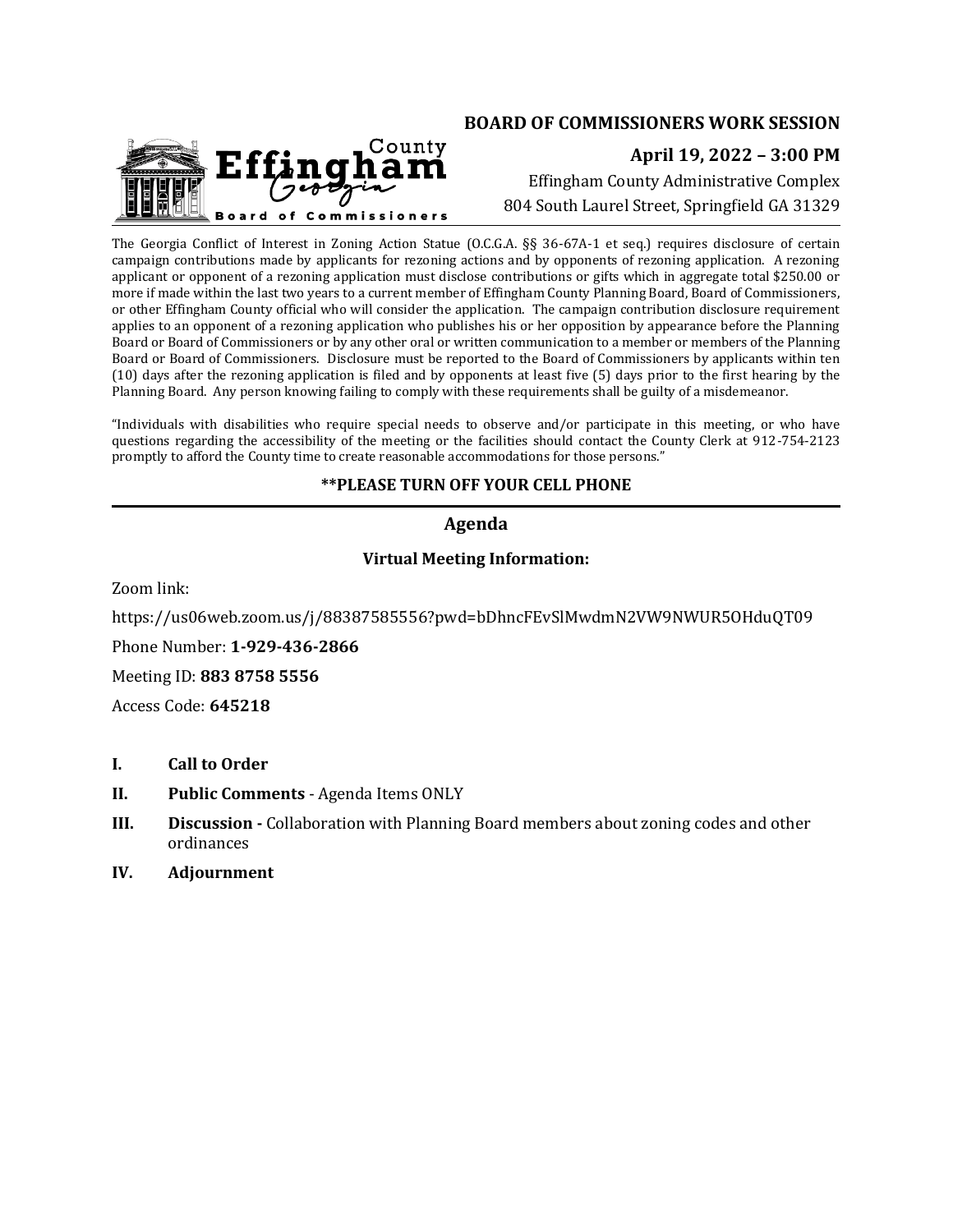**BOARD OF COMMISSIONERS WORK SESSION**

**April 19, 2022 – 3:00 PM**

Effingham County Administrative Complex

804 South Laurel Street, Springfield GA 31329

The Georgia Conflict of Interest in Zoning Action Statue (O.C.G.A. §§ 36-67A-1 et seq.) requires disclosure of certain campaign contributions made by applicants for rezoning actions and by opponents of rezoning application. A rezoning applicant or opponent of a rezoning application must disclose contributions or gifts which in aggregate total $250.00 or more if made within the last two years to a current member of Effingham County Planning Board, Board of Commissioners, or other Effingham County official who will consider the application. The campaign contribution disclosure requirement applies to an opponent of a rezoning application who publishes his or her opposition by appearance before the Planning Board or Board of Commissioners or by any other oral or written communication to a member or members of the Planning Board or Board of Commissioners. Disclosure must be reported to the Board of Commissioners by applicants within ten (10) days after the rezoning application is filed and by opponents at least five (5) days prior to the first hearing by the Planning Board. Any person knowing failing to comply with these requirements shall be guilty of a misdemeanor.

"Individuals with disabilities who require special needs to observe and/or participate in this meeting, or who have questions regarding the accessibility of the meeting or the facilities should contact the County Clerk at 912-754-2123 promptly to afford the County time to create reasonable accommodations for those persons."

**\*\*PLEASE TURN OFF YOUR CELL PHONE**

## Agenda

### Virtual Meeting Information:

Zoom link:

https://us06web.zoom.us/j/88387585556?pwd=bDhncFEvSlMwdmN2VW9NWUR5OHduQT09

Phone Number: **1-929-436-2866**

Meeting ID: **883 8758 5556**

Access Code: **645218**

- **I. Call to Order**
- **II. Public Comments** - Agenda Items ONLY
- **III. Discussion -** Collaboration with Planning Board members about zoning codes and other ordinances
- **IV. Adjournment**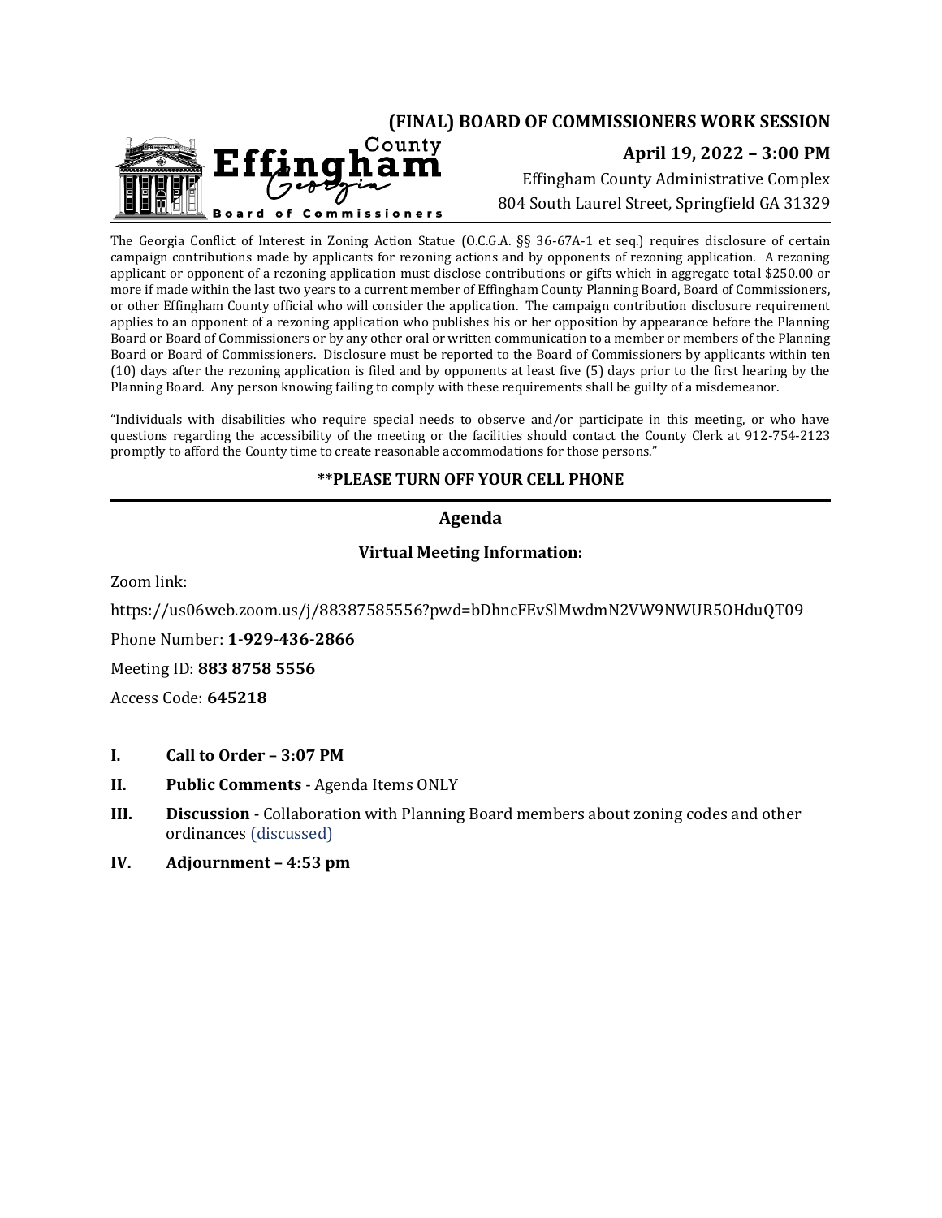# (FINAL) BOARD OF COMMISSIONERS WORK SESSION

**Effingham County Georgia Board of Commissioners**

## April 19, 2022 – 3:00 PM

Effingham County Administrative Complex
804 South Laurel Street, Springfield GA 31329

The Georgia Conflict of Interest in Zoning Action Statue (O.C.G.A. §§ 36-67A-1 et seq.) requires disclosure of certain campaign contributions made by applicants for rezoning actions and by opponents of rezoning application. A rezoning applicant or opponent of a rezoning application must disclose contributions or gifts which in aggregate total $250.00 or more if made within the last two years to a current member of Effingham County Planning Board, Board of Commissioners, or other Effingham County official who will consider the application. The campaign contribution disclosure requirement applies to an opponent of a rezoning application who publishes his or her opposition by appearance before the Planning Board or Board of Commissioners or by any other oral or written communication to a member or members of the Planning Board or Board of Commissioners. Disclosure must be reported to the Board of Commissioners by applicants within ten (10) days after the rezoning application is filed and by opponents at least five (5) days prior to the first hearing by the Planning Board. Any person knowing failing to comply with these requirements shall be guilty of a misdemeanor.

"Individuals with disabilities who require special needs to observe and/or participate in this meeting, or who have questions regarding the accessibility of the meeting or the facilities should contact the County Clerk at 912-754-2123 promptly to afford the County time to create reasonable accommodations for those persons."

**\*\*PLEASE TURN OFF YOUR CELL PHONE**

## Agenda

**Virtual Meeting Information:**

Zoom link:

https://us06web.zoom.us/j/88387585556?pwd=bDhncFEvSlMwdmN2VW9NWUR5OHduQT09

Phone Number: **1-929-436-2866**

Meeting ID: **883 8758 5556**

Access Code: **645218**

- **I. Call to Order – 3:07 PM**
- **II. Public Comments** - Agenda Items ONLY
- **III. Discussion -** Collaboration with Planning Board members about zoning codes and other ordinances (discussed)
- **IV. Adjournment – 4:53 pm**